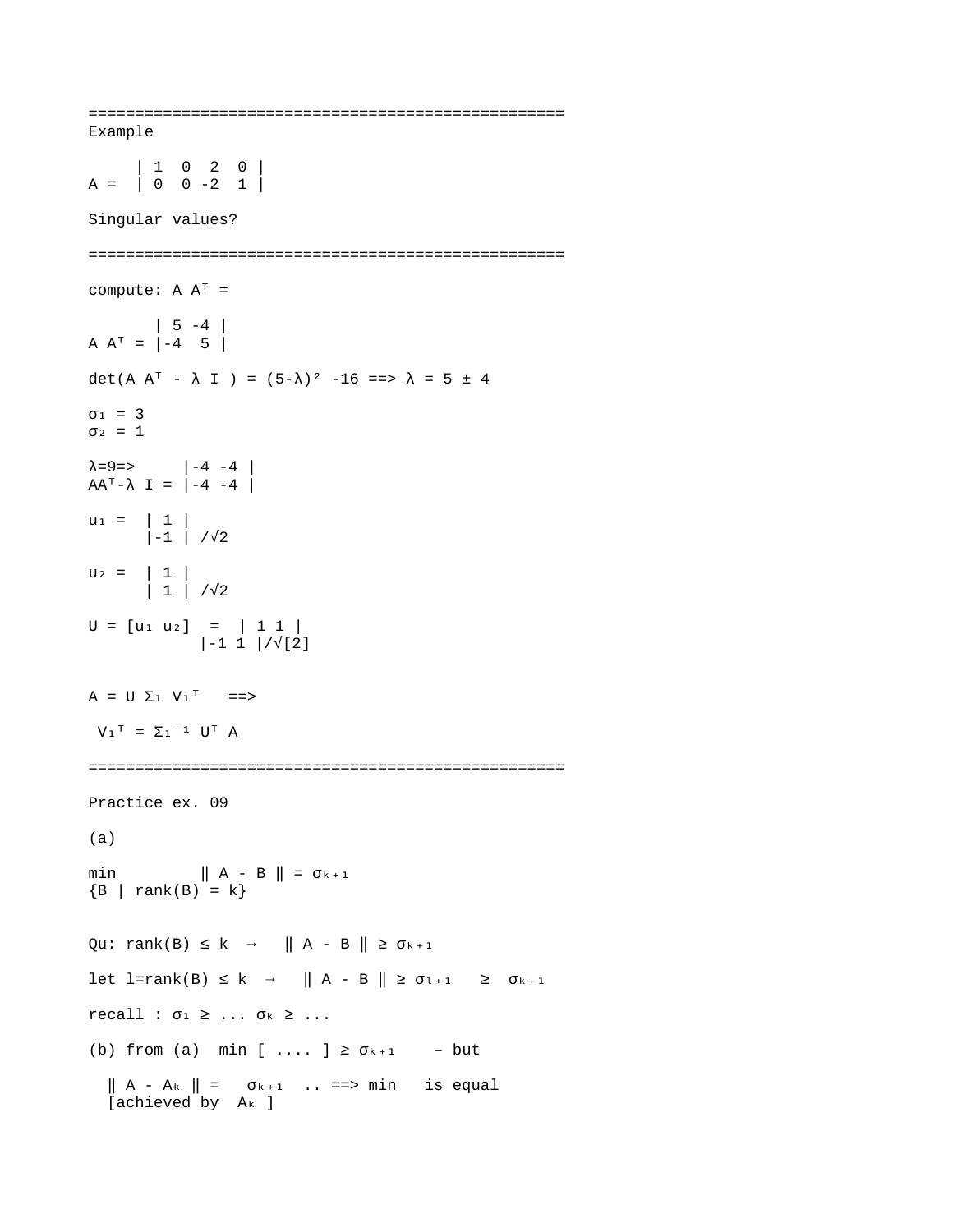==================================================

Example

$$A = \begin{vmatrix} 1 & 0 & 2 & 0 \\ 0 & 0 & -2 & 1 \end{vmatrix}$$

Singular values?

==================================================

compute: $A A^T =$

$$A A^T = \begin{vmatrix} 5 & -4 \\ -4 & 5 \end{vmatrix}$$

$\det(A A^T - \lambda I) = (5-\lambda)^2 - 16 \implies \lambda = 5 \pm 4$

$\sigma_1 = 3$
$\sigma_2 = 1$

$$\lambda=9 \implies \quad AA^T - \lambda I = \begin{vmatrix} -4 & -4 \\ -4 & -4 \end{vmatrix}$$

$$u_1 = \begin{vmatrix} 1 \\ -1 \end{vmatrix} / \sqrt{2}$$

$$u_2 = \begin{vmatrix} 1 \\ 1 \end{vmatrix} / \sqrt{2}$$

$$U = [u_1 \; u_2] = \begin{vmatrix} 1 & 1 \\ -1 & 1 \end{vmatrix} / \sqrt{[2]}$$

$A = U \Sigma_1 V_1^T \implies$

$V_1^T = \Sigma_1^{-1} U^T A$

==================================================

Practice ex. 09

(a)

$$\min_{\{B \mid \text{rank}(B) = k\}} \| A - B \| = \sigma_{k+1}$$

Qu: $\text{rank}(B) \le k \;\rightarrow\; \| A - B \| \ge \sigma_{k+1}$

let $l = \text{rank}(B) \le k \;\rightarrow\; \| A - B \| \ge \sigma_{l+1} \;\ge\; \sigma_{k+1}$

recall : $\sigma_1 \ge \ldots \sigma_k \ge \ldots$

(b) from (a) min [ .... ] $\ge \sigma_{k+1}$ – but

$\| A - A_k \| = \sigma_{k+1}$ .. $\implies$ min is equal [achieved by $A_k$ ]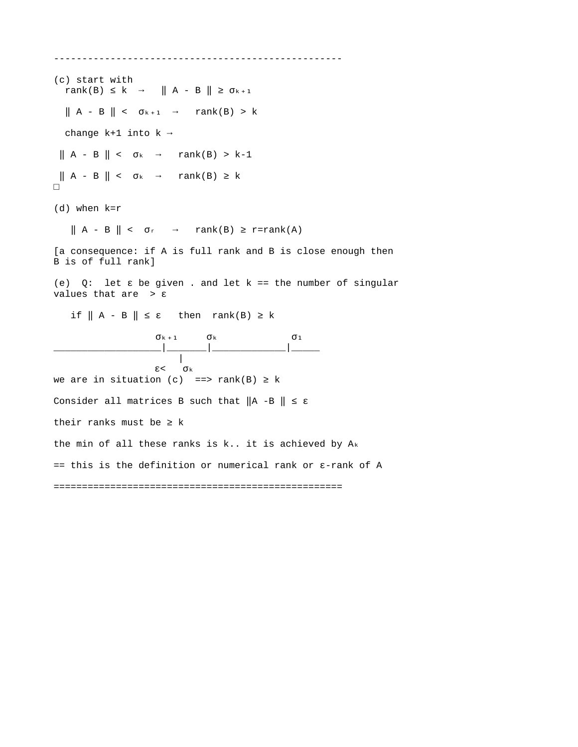---

(c) start with

$\text{rank}(B) \le k \;\rightarrow\; \| A - B \| \ge \sigma_{k+1}$

$\| A - B \| < \sigma_{k+1} \;\rightarrow\; \text{rank}(B) > k$

change k+1 into k →

$\| A - B \| < \sigma_{k} \;\rightarrow\; \text{rank}(B) > k-1$

$\| A - B \| < \sigma_{k} \;\rightarrow\; \text{rank}(B) \ge k$

□

(d) when k=r

$\| A - B \| < \sigma_{r} \;\rightarrow\; \text{rank}(B) \ge r = \text{rank}(A)$

[a consequence: if A is full rank and B is close enough then B is of full rank]

(e) Q: let ε be given . and let k == the number of singular values that are > ε

if $\| A - B \| \le \varepsilon$ then $\text{rank}(B) \ge k$

$\sigma_{k+1}$ $\sigma_{k}$ $\sigma_{1}$

$\varepsilon < \sigma_{k}$

we are in situation (c) ==> $\text{rank}(B) \ge k$

Consider all matrices B such that $\|A - B\| \le \varepsilon$

their ranks must be ≥ k

the min of all these ranks is k.. it is achieved by $A_k$

== this is the definition or numerical rank or ε-rank of A

===